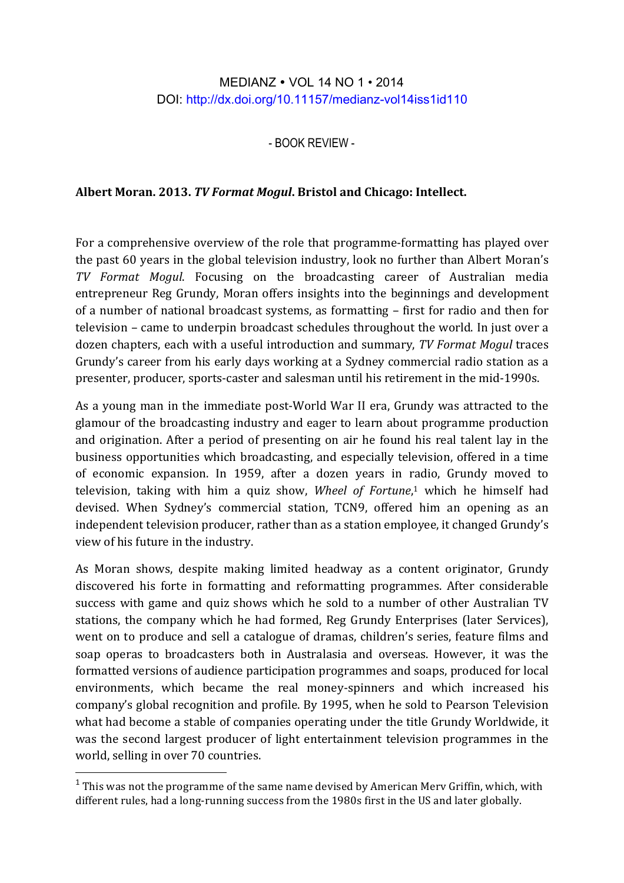MEDIANZ • VOL 14 NO 1 • 2014
DOI: http://dx.doi.org/10.11157/medianz-vol14iss1id110

- BOOK REVIEW -

**Albert Moran. 2013. *TV Format Mogul*. Bristol and Chicago: Intellect.**

For a comprehensive overview of the role that programme-formatting has played over the past 60 years in the global television industry, look no further than Albert Moran's *TV Format Mogul*. Focusing on the broadcasting career of Australian media entrepreneur Reg Grundy, Moran offers insights into the beginnings and development of a number of national broadcast systems, as formatting – first for radio and then for television – came to underpin broadcast schedules throughout the world. In just over a dozen chapters, each with a useful introduction and summary, *TV Format Mogul* traces Grundy's career from his early days working at a Sydney commercial radio station as a presenter, producer, sports-caster and salesman until his retirement in the mid-1990s.

As a young man in the immediate post-World War II era, Grundy was attracted to the glamour of the broadcasting industry and eager to learn about programme production and origination. After a period of presenting on air he found his real talent lay in the business opportunities which broadcasting, and especially television, offered in a time of economic expansion. In 1959, after a dozen years in radio, Grundy moved to television, taking with him a quiz show, *Wheel of Fortune*,[1] which he himself had devised. When Sydney's commercial station, TCN9, offered him an opening as an independent television producer, rather than as a station employee, it changed Grundy's view of his future in the industry.

As Moran shows, despite making limited headway as a content originator, Grundy discovered his forte in formatting and reformatting programmes. After considerable success with game and quiz shows which he sold to a number of other Australian TV stations, the company which he had formed, Reg Grundy Enterprises (later Services), went on to produce and sell a catalogue of dramas, children's series, feature films and soap operas to broadcasters both in Australasia and overseas. However, it was the formatted versions of audience participation programmes and soaps, produced for local environments, which became the real money-spinners and which increased his company's global recognition and profile. By 1995, when he sold to Pearson Television what had become a stable of companies operating under the title Grundy Worldwide, it was the second largest producer of light entertainment television programmes in the world, selling in over 70 countries.

[1] This was not the programme of the same name devised by American Merv Griffin, which, with different rules, had a long-running success from the 1980s first in the US and later globally.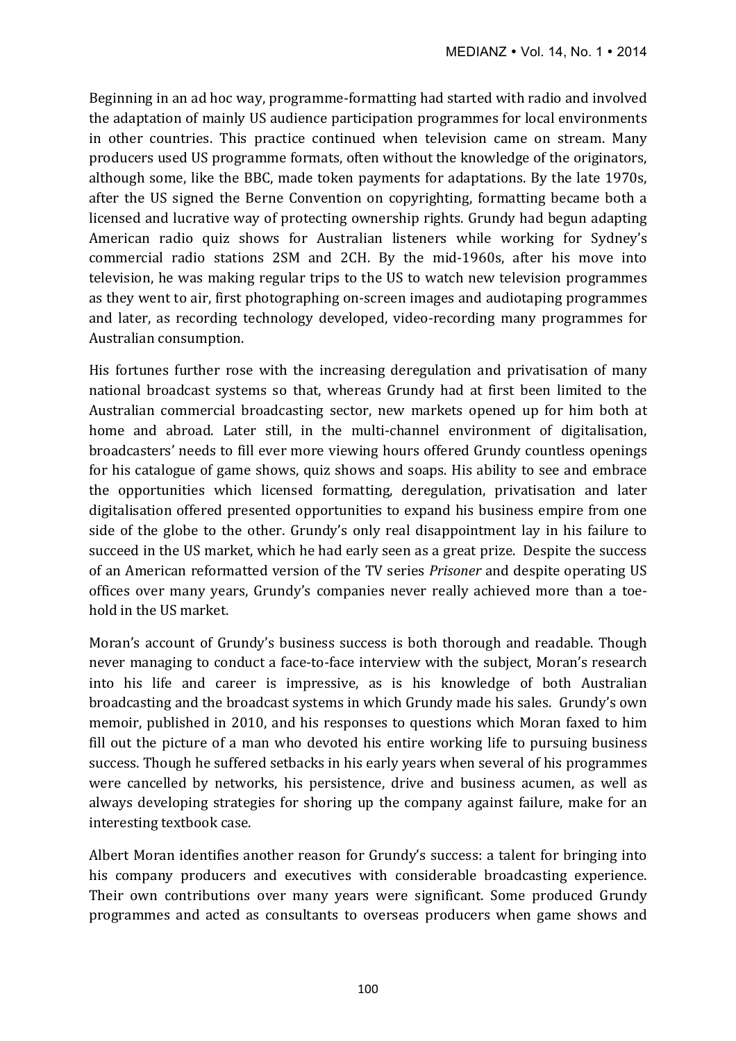Beginning in an ad hoc way, programme-formatting had started with radio and involved the adaptation of mainly US audience participation programmes for local environments in other countries. This practice continued when television came on stream. Many producers used US programme formats, often without the knowledge of the originators, although some, like the BBC, made token payments for adaptations. By the late 1970s, after the US signed the Berne Convention on copyrighting, formatting became both a licensed and lucrative way of protecting ownership rights. Grundy had begun adapting American radio quiz shows for Australian listeners while working for Sydney's commercial radio stations 2SM and 2CH. By the mid-1960s, after his move into television, he was making regular trips to the US to watch new television programmes as they went to air, first photographing on-screen images and audiotaping programmes and later, as recording technology developed, video-recording many programmes for Australian consumption.

His fortunes further rose with the increasing deregulation and privatisation of many national broadcast systems so that, whereas Grundy had at first been limited to the Australian commercial broadcasting sector, new markets opened up for him both at home and abroad. Later still, in the multi-channel environment of digitalisation, broadcasters' needs to fill ever more viewing hours offered Grundy countless openings for his catalogue of game shows, quiz shows and soaps. His ability to see and embrace the opportunities which licensed formatting, deregulation, privatisation and later digitalisation offered presented opportunities to expand his business empire from one side of the globe to the other. Grundy's only real disappointment lay in his failure to succeed in the US market, which he had early seen as a great prize. Despite the success of an American reformatted version of the TV series *Prisoner* and despite operating US offices over many years, Grundy's companies never really achieved more than a toe-hold in the US market.

Moran's account of Grundy's business success is both thorough and readable. Though never managing to conduct a face-to-face interview with the subject, Moran's research into his life and career is impressive, as is his knowledge of both Australian broadcasting and the broadcast systems in which Grundy made his sales. Grundy's own memoir, published in 2010, and his responses to questions which Moran faxed to him fill out the picture of a man who devoted his entire working life to pursuing business success. Though he suffered setbacks in his early years when several of his programmes were cancelled by networks, his persistence, drive and business acumen, as well as always developing strategies for shoring up the company against failure, make for an interesting textbook case.

Albert Moran identifies another reason for Grundy's success: a talent for bringing into his company producers and executives with considerable broadcasting experience. Their own contributions over many years were significant. Some produced Grundy programmes and acted as consultants to overseas producers when game shows and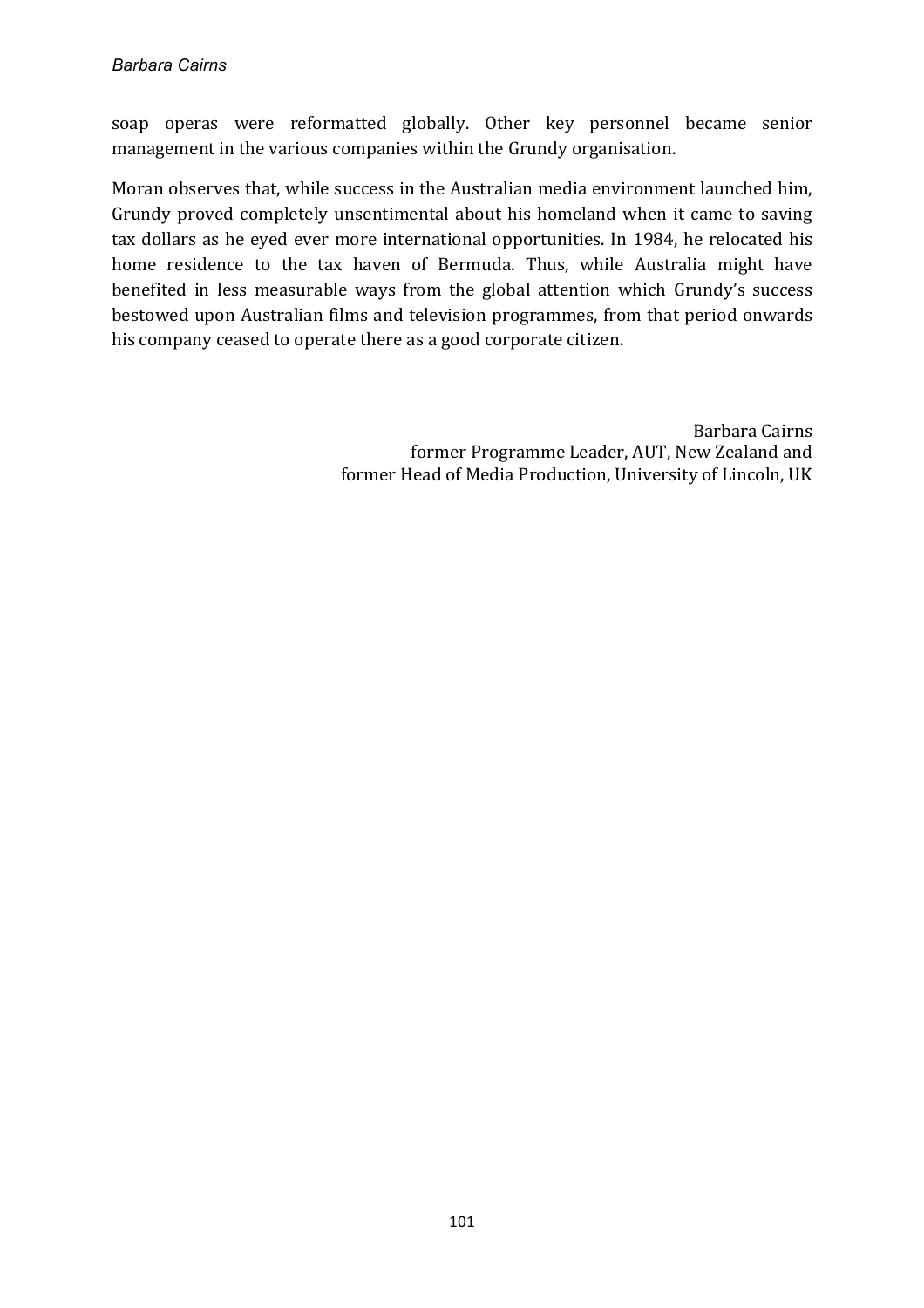soap operas were reformatted globally. Other key personnel became senior management in the various companies within the Grundy organisation.

Moran observes that, while success in the Australian media environment launched him, Grundy proved completely unsentimental about his homeland when it came to saving tax dollars as he eyed ever more international opportunities. In 1984, he relocated his home residence to the tax haven of Bermuda. Thus, while Australia might have benefited in less measurable ways from the global attention which Grundy's success bestowed upon Australian films and television programmes, from that period onwards his company ceased to operate there as a good corporate citizen.

Barbara Cairns
former Programme Leader, AUT, New Zealand and
former Head of Media Production, University of Lincoln, UK